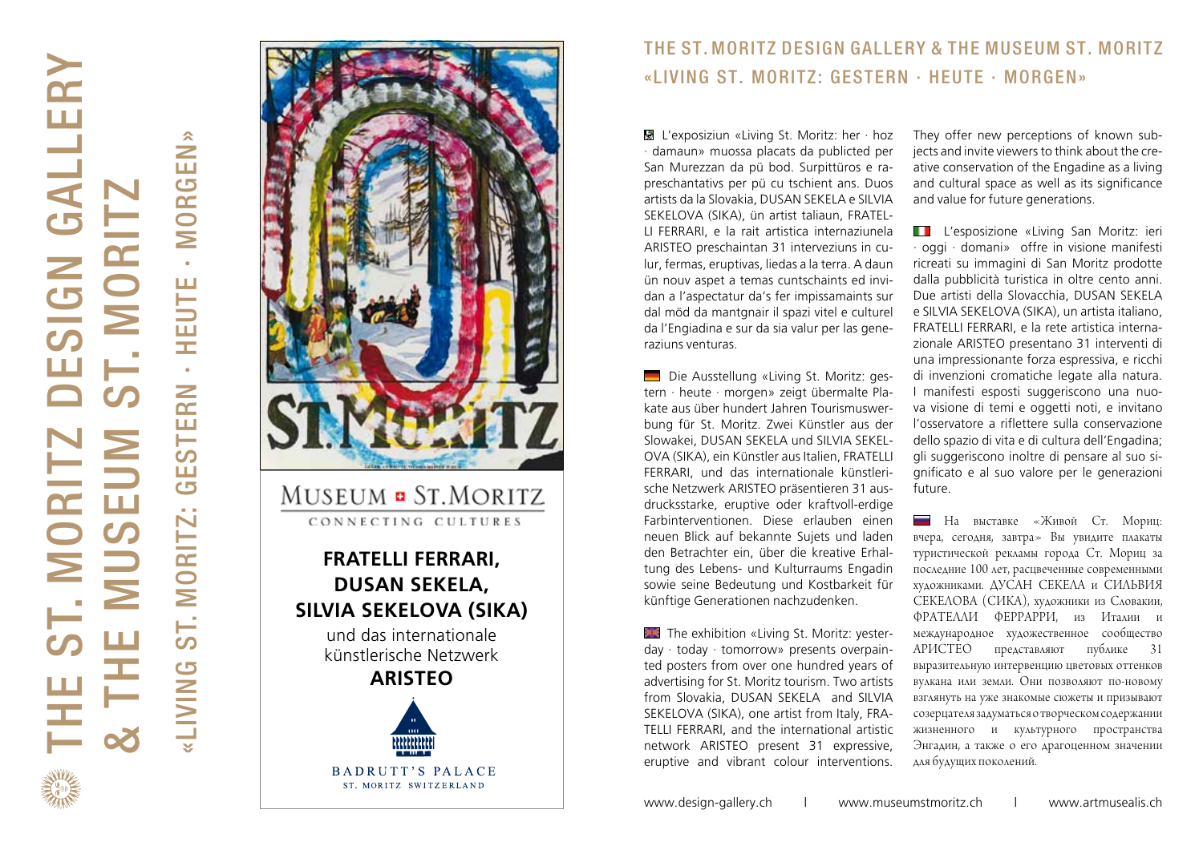# THE ST. MORITZ DESIGN GALLERY & THE MUSEUM ST. MORITZ

## «LIVING ST. MORITZ: GESTERN · HEUTE · MORGEN»

MUSEUM ST. MORITZ
CONNECTING CULTURES

**FRATELLI FERRARI, DUSAN SEKELA, SILVIA SEKELOVA (SIKA)**

und das internationale künstlerische Netzwerk

**ARISTEO**

BADRUTT'S PALACE
ST. MORITZ SWITZERLAND

# THE ST. MORITZ DESIGN GALLERY & THE MUSEUM ST. MORITZ

## «LIVING ST. MORITZ: GESTERN · HEUTE · MORGEN»

L'exposiziun «Living St. Moritz: her · hoz · damaun» muossa placats da publicted per San Murezzan da pü bod. Surpittüros e rapreschantativs per pü cu tschient ans. Duos artists da la Slovakia, DUSAN SEKELA e SILVIA SEKELOVA (SIKA), ün artist taliaun, FRATELLI FERRARI, e la rait artistica internaziunela ARISTEO preschaintan 31 interveziuns in culur, fermas, eruptivas, liedas a la terra. A daun ün nouv aspet a temas cuntschaints ed invidan a l'aspectatur da's fer impissamaints sur dal möd da mantgnair il spazi vitel e culturel da l'Engiadina e sur da sia valur per las generaziuns venturas.

Die Ausstellung «Living St. Moritz: gestern · heute · morgen» zeigt übermalte Plakate aus über hundert Jahren Tourismuswerbung für St. Moritz. Zwei Künstler aus der Slowakei, DUSAN SEKELA und SILVIA SEKELOVA (SIKA), ein Künstler aus Italien, FRATELLI FERRARI, und das internationale künstlerische Netzwerk ARISTEO präsentieren 31 ausdrucksstarke, eruptive oder kraftvoll-erdige Farbinterventionen. Diese erlauben einen neuen Blick auf bekannte Sujets und laden den Betrachter ein, über die kreative Erhaltung des Lebens- und Kulturraums Engadin sowie seine Bedeutung und Kostbarkeit für künftige Generationen nachzudenken.

The exhibition «Living St. Moritz: yesterday · today · tomorrow» presents overpainted posters from over one hundred years of advertising for St. Moritz tourism. Two artists from Slovakia, DUSAN SEKELA and SILVIA SEKELOVA (SIKA), one artist from Italy, FRATELLI FERRARI, and the international artistic network ARISTEO present 31 expressive, eruptive and vibrant colour interventions. They offer new perceptions of known subjects and invite viewers to think about the creative conservation of the Engadine as a living and cultural space as well as its significance and value for future generations.

L'esposizione «Living San Moritz: ieri · oggi · domani» offre in visione manifesti ricreati su immagini di San Moritz prodotte dalla pubblicità turistica in oltre cento anni. Due artisti della Slovacchia, DUSAN SEKELA e SILVIA SEKELOVA (SIKA), un artista italiano, FRATELLI FERRARI, e la rete artistica internazionale ARISTEO presentano 31 interventi di una impressionante forza espressiva, e ricchi di invenzioni cromatiche legate alla natura. I manifesti esposti suggeriscono una nuova visione di temi e oggetti noti, e invitano l'osservatore a riflettere sulla conservazione dello spazio di vita e di cultura dell'Engadina; gli suggeriscono inoltre di pensare al suo significato e al suo valore per le generazioni future.

На выставке «Живой Ст. Мориц: вчера, сегодня, завтра» Вы увидите плакаты туристической рекламы города Ст. Мориц за последние 100 лет, расцвеченные современными художниками. ДУСАН СЕКЕЛА и СИЛЬВИЯ СЕКЕЛОВА (СИКА), художники из Словакии, ФРАТЕЛЛИ ФЕРРАРРИ, из Италии и международное художественное сообщество АРИСТЕО представляют публике 31 выразительную интервенцию цветовых оттенков вулкана или земли. Они позволяют по-новому взглянуть на уже знакомые сюжеты и призывают созерцателя задуматься о творческом содержании жизненного и культурного пространства Энгадин, а также о его драгоценном значении для будущих поколений.

www.design-gallery.ch | www.museumstmoritz.ch | www.artmusealis.ch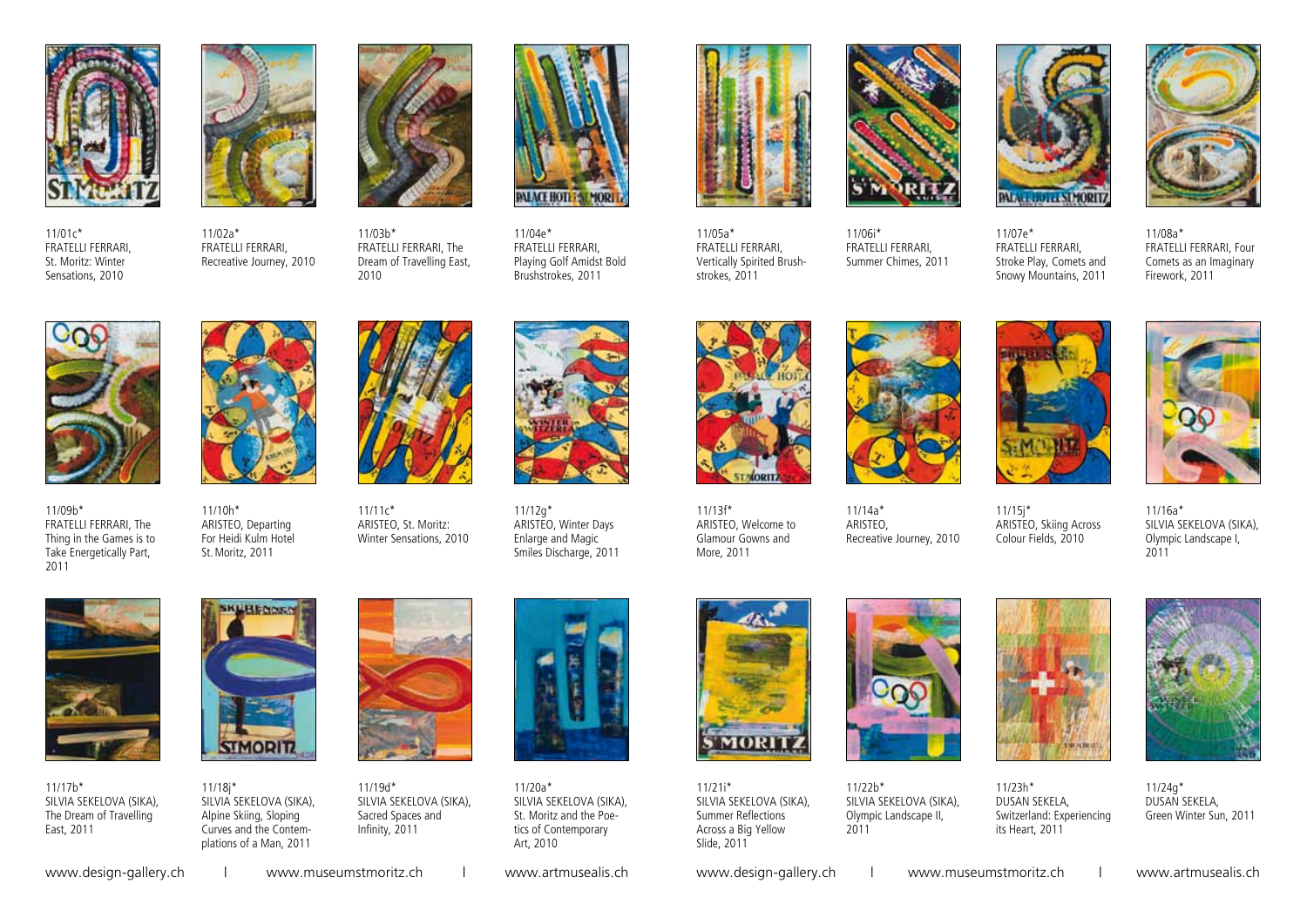11/01c*
FRATELLI FERRARI,
St. Moritz: Winter Sensations, 2010

11/02a*
FRATELLI FERRARI,
Recreative Journey, 2010

11/03b*
FRATELLI FERRARI, The Dream of Travelling East, 2010

11/04e*
FRATELLI FERRARI,
Playing Golf Amidst Bold Brushstrokes, 2011

11/05a*
FRATELLI FERRARI,
Vertically Spirited Brush-strokes, 2011

11/06i*
FRATELLI FERRARI,
Summer Chimes, 2011

11/07e*
FRATELLI FERRARI,
Stroke Play, Comets and Snowy Mountains, 2011

11/08a*
FRATELLI FERRARI, Four Comets as an Imaginary Firework, 2011

11/09b*
FRATELLI FERRARI, The Thing in the Games is to Take Energetically Part, 2011

11/10h*
ARISTEO, Departing For Heidi Kulm Hotel St. Moritz, 2011

11/11c*
ARISTEO, St. Moritz: Winter Sensations, 2010

11/12g*
ARISTEO, Winter Days Enlarge and Magic Smiles Discharge, 2011

11/13f*
ARISTEO, Welcome to Glamour Gowns and More, 2011

11/14a*
ARISTEO,
Recreative Journey, 2010

11/15j*
ARISTEO, Skiing Across Colour Fields, 2010

11/16a*
SILVIA SEKELOVA (SIKA),
Olympic Landscape I, 2011

11/17b*
SILVIA SEKELOVA (SIKA),
The Dream of Travelling East, 2011

11/18j*
SILVIA SEKELOVA (SIKA),
Alpine Skiing, Sloping Curves and the Contem-plations of a Man, 2011

11/19d*
SILVIA SEKELOVA (SIKA),
Sacred Spaces and Infinity, 2011

11/20a*
SILVIA SEKELOVA (SIKA),
St. Moritz and the Poe-tics of Contemporary Art, 2010

11/21i*
SILVIA SEKELOVA (SIKA),
Summer Reflections Across a Big Yellow Slide, 2011

11/22b*
SILVIA SEKELOVA (SIKA),
Olympic Landscape II, 2011

11/23h*
DUSAN SEKELA,
Switzerland: Experiencing its Heart, 2011

11/24g*
DUSAN SEKELA,
Green Winter Sun, 2011

www.design-gallery.ch | www.museumstmoritz.ch | www.artmusealis.ch

www.design-gallery.ch | www.museumstmoritz.ch | www.artmusealis.ch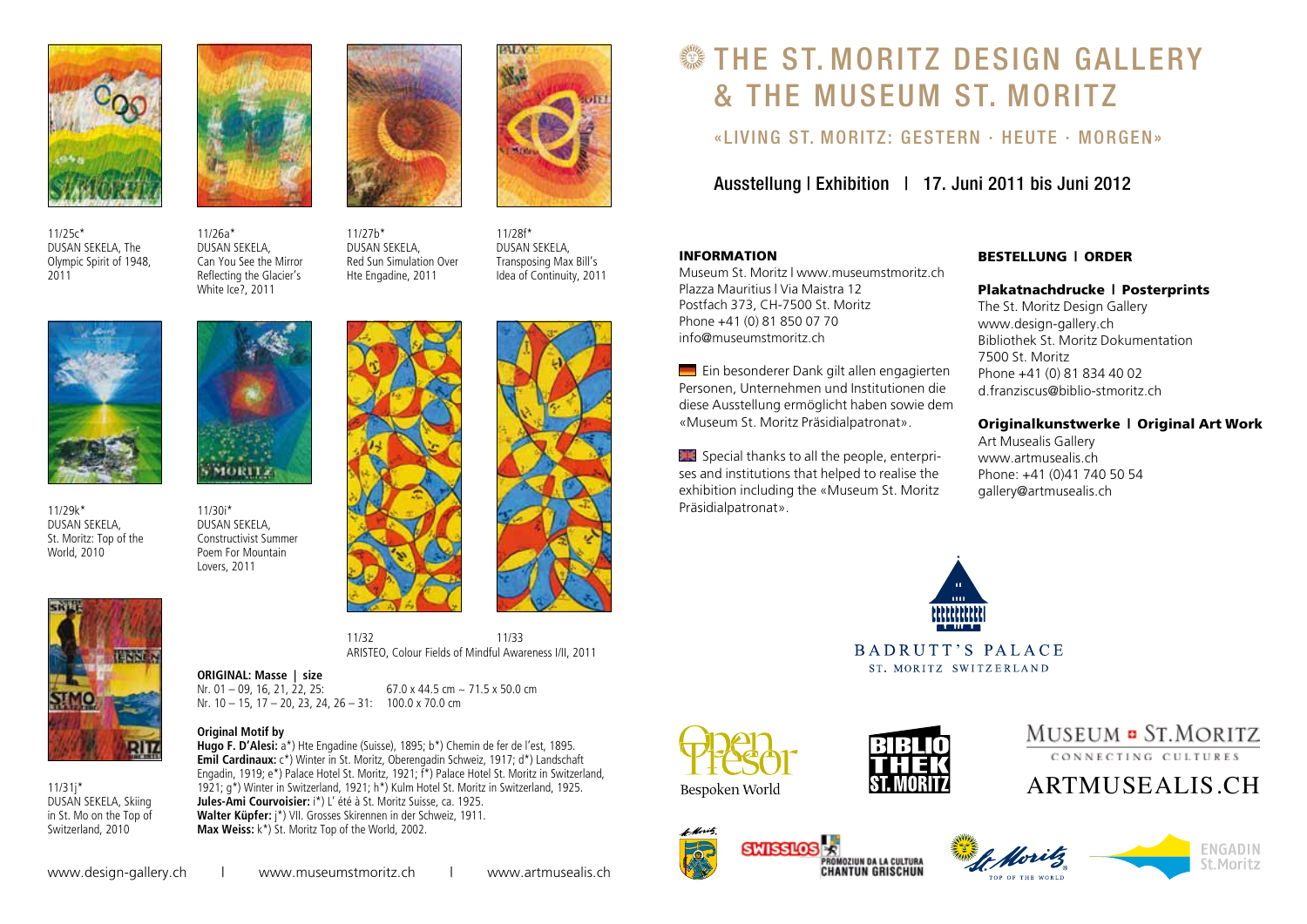11/25c*
DUSAN SEKELA, The Olympic Spirit of 1948, 2011

11/26a*
DUSAN SEKELA, Can You See the Mirror Reflecting the Glacier's White Ice?, 2011

11/27b*
DUSAN SEKELA, Red Sun Simulation Over Hte Engadine, 2011

11/28f*
DUSAN SEKELA, Transposing Max Bill's Idea of Continuity, 2011

11/29k*
DUSAN SEKELA, St. Moritz: Top of the World, 2010

11/30i*
DUSAN SEKELA, Constructivist Summer Poem For Mountain Lovers, 2011

11/31j*
DUSAN SEKELA, Skiing in St. Mo on the Top of Switzerland, 2010

11/32 11/33
ARISTEO, Colour Fields of Mindful Awareness I/II, 2011

**ORIGINAL: Masse | size**
Nr. 01 – 09, 16, 21, 22, 25: 67.0 x 44.5 cm ~ 71.5 x 50.0 cm
Nr. 10 – 15, 17 – 20, 23, 24, 26 – 31: 100.0 x 70.0 cm

**Original Motif by**
**Hugo F. D'Alesi:** a*) Hte Engadine (Suisse), 1895; b*) Chemin de fer de l'est, 1895.
**Emil Cardinaux:** c*) Winter in St. Moritz, Oberengadin Schweiz, 1917; d*) Landschaft Engadin, 1919; e*) Palace Hotel St. Moritz, 1921; f*) Palace Hotel St. Moritz in Switzerland, 1921; g*) Winter in Switzerland, 1921; h*) Kulm Hotel St. Moritz in Switzerland, 1925.
**Jules-Ami Courvoisier:** i*) L' été à St. Moritz Suisse, ca. 1925.
**Walter Küpfer:** j*) VII. Grosses Skirennen in der Schweiz, 1911.
**Max Weiss:** k*) St. Moritz Top of the World, 2002.

www.design-gallery.ch | www.museumstmoritz.ch | www.artmusealis.ch

# THE ST. MORITZ DESIGN GALLERY & THE MUSEUM ST. MORITZ

## «LIVING ST. MORITZ: GESTERN · HEUTE · MORGEN»

Ausstellung | Exhibition | 17. Juni 2011 bis Juni 2012

### INFORMATION

Museum St. Moritz | www.museumstmoritz.ch
Plazza Mauritius | Via Maistra 12
Postfach 373, CH-7500 St. Moritz
Phone +41 (0) 81 850 07 70
info@museumstmoritz.ch

Ein besonderer Dank gilt allen engagierten Personen, Unternehmen und Institutionen die diese Ausstellung ermöglicht haben sowie dem «Museum St. Moritz Präsidialpatronat».

Special thanks to all the people, enterprises and institutions that helped to realise the exhibition including the «Museum St. Moritz Präsidialpatronat».

### BESTELLUNG | ORDER

**Plakatnachdrucke | Posterprints**
The St. Moritz Design Gallery
www.design-gallery.ch
Bibliothek St. Moritz Dokumentation
7500 St. Moritz
Phone +41 (0) 81 834 40 02
d.franziscus@biblio-stmoritz.ch

**Originalkunstwerke | Original Art Work**
Art Musealis Gallery
www.artmusealis.ch
Phone: +41 (0)41 740 50 54
gallery@artmusealis.ch

BADRUTT'S PALACE
ST. MORITZ SWITZERLAND

Open Tresor
Bespoken World

BIBLIO THEK ST. MORITZ

MUSEUM ST. MORITZ
CONNECTING CULTURES

ARTMUSEALIS.CH

SWISSLOS
PROMOZIUN DA LA CULTURA CHANTUN GRISCHUN

St. Moritz
TOP OF THE WORLD

ENGADIN St. Moritz